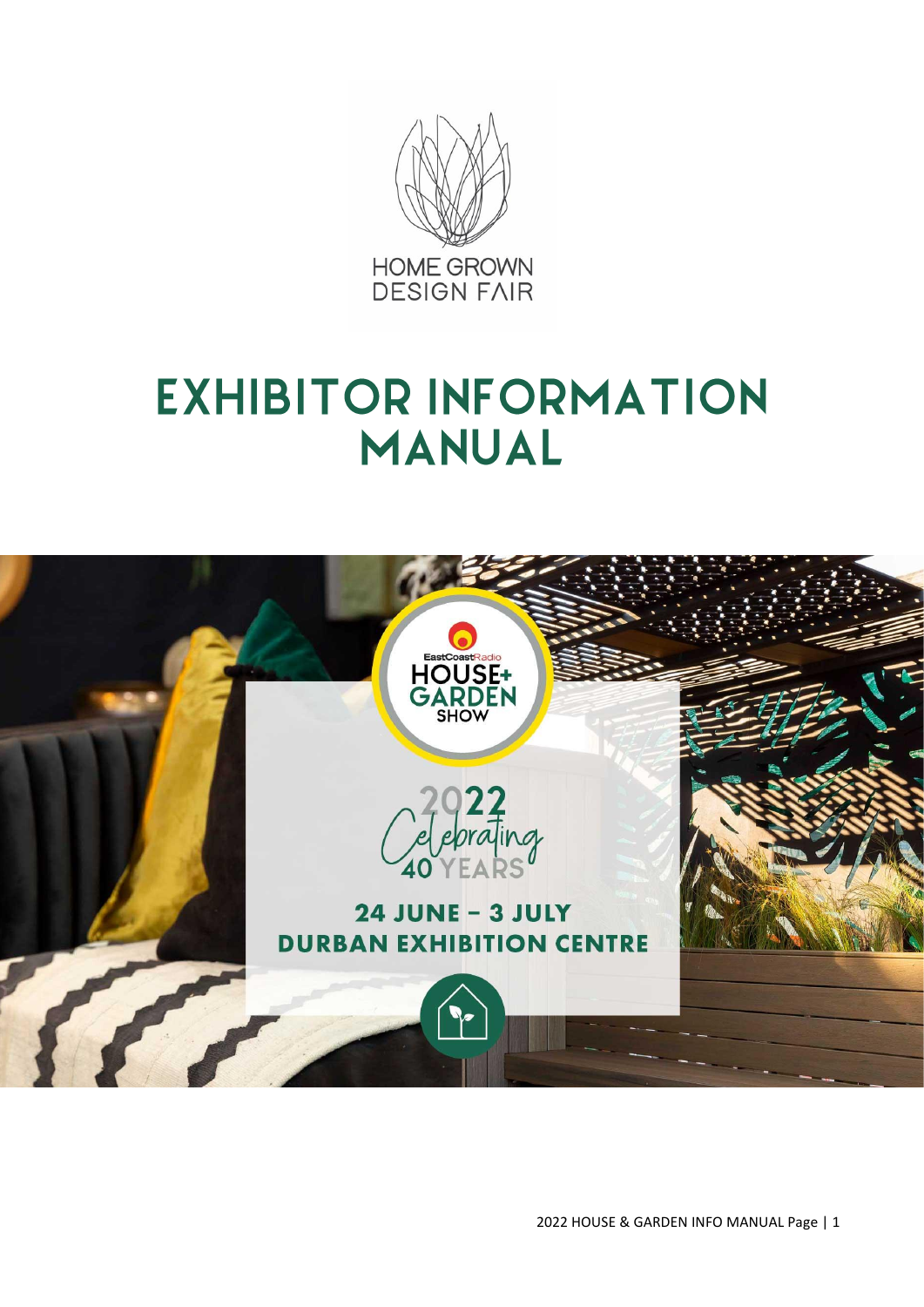HOME GROWN
DESIGN FAIR

# EXHIBITOR INFORMATION MANUAL

EastCoastRadio
HOUSE+
GARDEN
SHOW

2022
Celebrating
40 YEARS

## 24 JUNE – 3 JULY
## DURBAN EXHIBITION CENTRE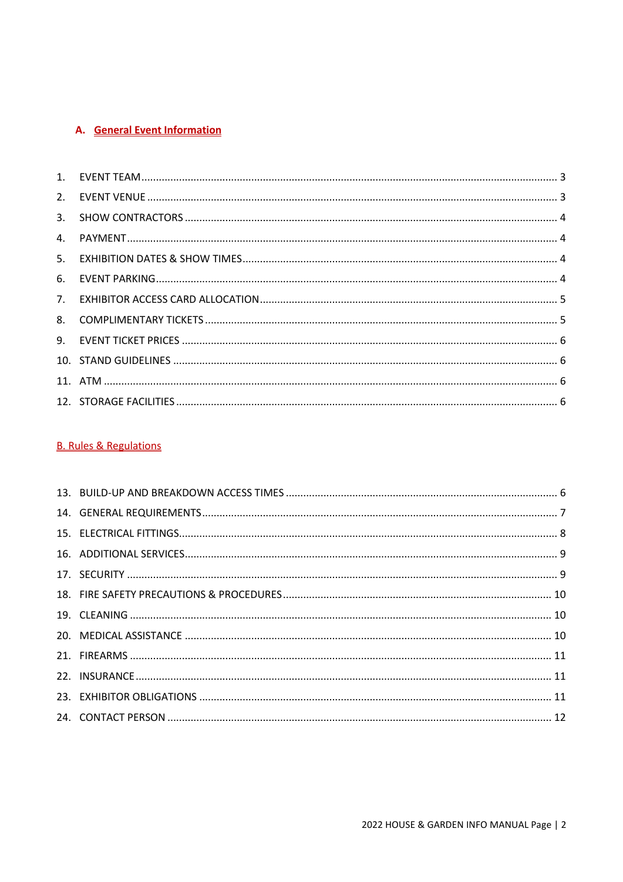## A. General Event Information

1. EVENT TEAM ........................................................ 3
2. EVENT VENUE ........................................................ 3
3. SHOW CONTRACTORS ........................................................ 4
4. PAYMENT ........................................................ 4
5. EXHIBITION DATES & SHOW TIMES ........................................................ 4
6. EVENT PARKING ........................................................ 4
7. EXHIBITOR ACCESS CARD ALLOCATION ........................................................ 5
8. COMPLIMENTARY TICKETS ........................................................ 5
9. EVENT TICKET PRICES ........................................................ 6
10. STAND GUIDELINES ........................................................ 6
11. ATM ........................................................ 6
12. STORAGE FACILITIES ........................................................ 6

## B. Rules & Regulations

13. BUILD-UP AND BREAKDOWN ACCESS TIMES ........................................................ 6
14. GENERAL REQUIREMENTS ........................................................ 7
15. ELECTRICAL FITTINGS ........................................................ 8
16. ADDITIONAL SERVICES ........................................................ 9
17. SECURITY ........................................................ 9
18. FIRE SAFETY PRECAUTIONS & PROCEDURES ........................................................ 10
19. CLEANING ........................................................ 10
20. MEDICAL ASSISTANCE ........................................................ 10
21. FIREARMS ........................................................ 11
22. INSURANCE ........................................................ 11
23. EXHIBITOR OBLIGATIONS ........................................................ 11
24. CONTACT PERSON ........................................................ 12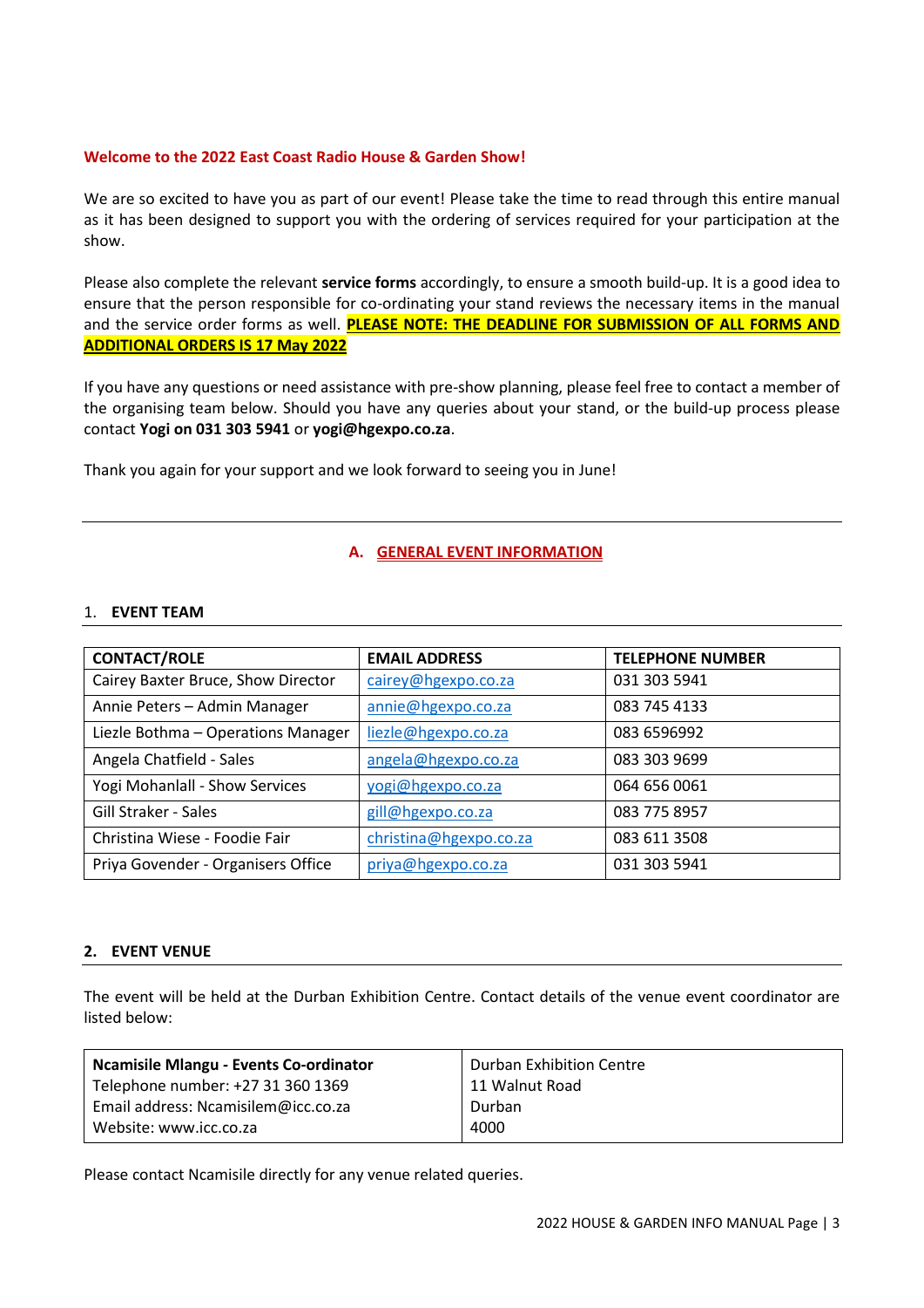**Welcome to the 2022 East Coast Radio House & Garden Show!**

We are so excited to have you as part of our event! Please take the time to read through this entire manual as it has been designed to support you with the ordering of services required for your participation at the show.

Please also complete the relevant **service forms** accordingly, to ensure a smooth build-up. It is a good idea to ensure that the person responsible for co-ordinating your stand reviews the necessary items in the manual and the service order forms as well. **PLEASE NOTE: THE DEADLINE FOR SUBMISSION OF ALL FORMS AND ADDITIONAL ORDERS IS 17 May 2022**

If you have any questions or need assistance with pre-show planning, please feel free to contact a member of the organising team below. Should you have any queries about your stand, or the build-up process please contact **Yogi on 031 303 5941** or **yogi@hgexpo.co.za**.

Thank you again for your support and we look forward to seeing you in June!

---

## A. GENERAL EVENT INFORMATION

### 1. EVENT TEAM

| CONTACT/ROLE | EMAIL ADDRESS | TELEPHONE NUMBER |
|---|---|---|
| Cairey Baxter Bruce, Show Director | cairey@hgexpo.co.za | 031 303 5941 |
| Annie Peters – Admin Manager | annie@hgexpo.co.za | 083 745 4133 |
| Liezle Bothma – Operations Manager | liezle@hgexpo.co.za | 083 6596992 |
| Angela Chatfield - Sales | angela@hgexpo.co.za | 083 303 9699 |
| Yogi Mohanlall - Show Services | yogi@hgexpo.co.za | 064 656 0061 |
| Gill Straker - Sales | gill@hgexpo.co.za | 083 775 8957 |
| Christina Wiese - Foodie Fair | christina@hgexpo.co.za | 083 611 3508 |
| Priya Govender - Organisers Office | priya@hgexpo.co.za | 031 303 5941 |

### 2. EVENT VENUE

The event will be held at the Durban Exhibition Centre. Contact details of the venue event coordinator are listed below:

| **Ncamisile Mlangu - Events Co-ordinator**<br>Telephone number: +27 31 360 1369<br>Email address: Ncamisilem@icc.co.za<br>Website: www.icc.co.za | Durban Exhibition Centre<br>11 Walnut Road<br>Durban<br>4000 |
|---|---|

Please contact Ncamisile directly for any venue related queries.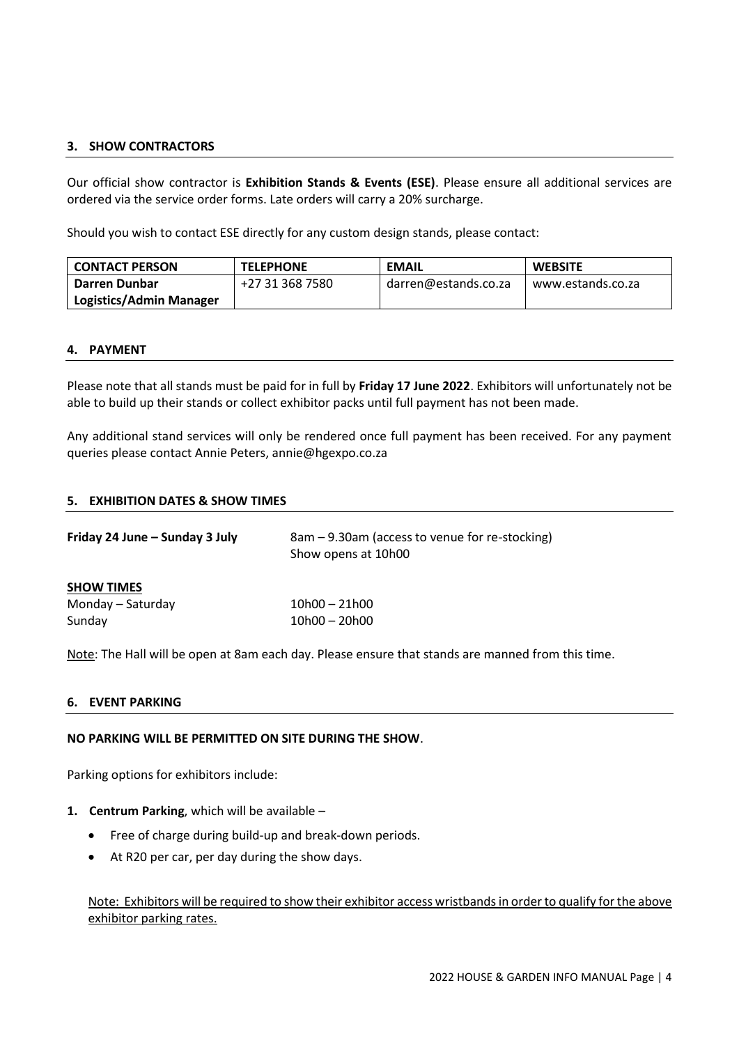## 3. SHOW CONTRACTORS

Our official show contractor is **Exhibition Stands & Events (ESE)**. Please ensure all additional services are ordered via the service order forms. Late orders will carry a 20% surcharge.

Should you wish to contact ESE directly for any custom design stands, please contact:

| CONTACT PERSON | TELEPHONE | EMAIL | WEBSITE |
|---|---|---|---|
| **Darren Dunbar**<br>**Logistics/Admin Manager** | +27 31 368 7580 | darren@estands.co.za | www.estands.co.za |

## 4. PAYMENT

Please note that all stands must be paid for in full by **Friday 17 June 2022**. Exhibitors will unfortunately not be able to build up their stands or collect exhibitor packs until full payment has not been made.

Any additional stand services will only be rendered once full payment has been received. For any payment queries please contact Annie Peters, annie@hgexpo.co.za

## 5. EXHIBITION DATES & SHOW TIMES

**Friday 24 June – Sunday 3 July** — 8am – 9.30am (access to venue for re-stocking)
Show opens at 10h00

**SHOW TIMES**

Monday – Saturday — 10h00 – 21h00
Sunday — 10h00 – 20h00

Note: The Hall will be open at 8am each day. Please ensure that stands are manned from this time.

## 6. EVENT PARKING

**NO PARKING WILL BE PERMITTED ON SITE DURING THE SHOW**.

Parking options for exhibitors include:

1. **Centrum Parking**, which will be available –
   - Free of charge during build-up and break-down periods.
   - At R20 per car, per day during the show days.

   Note: Exhibitors will be required to show their exhibitor access wristbands in order to qualify for the above exhibitor parking rates.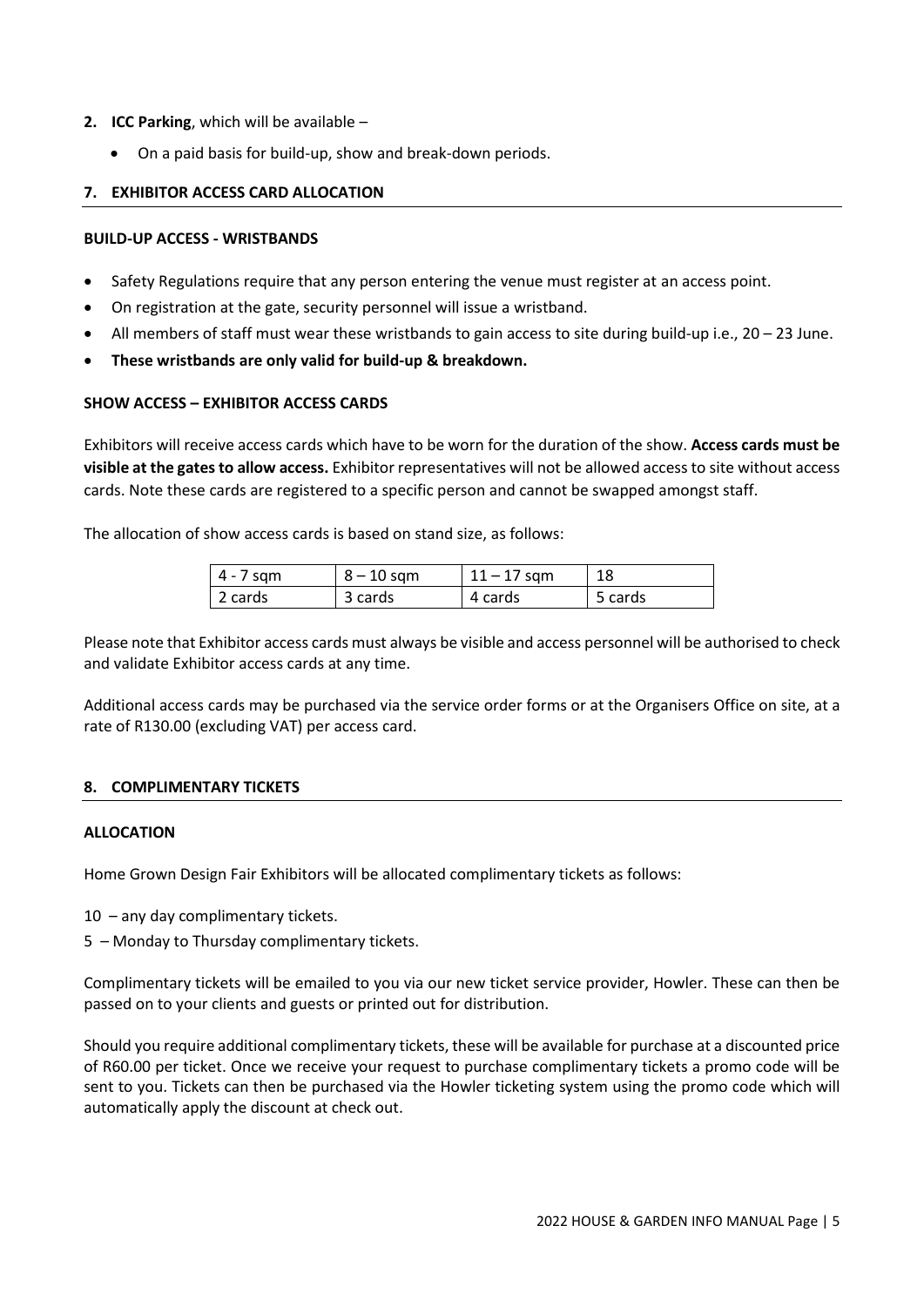2. **ICC Parking**, which will be available –
    - On a paid basis for build-up, show and break-down periods.

## 7. EXHIBITOR ACCESS CARD ALLOCATION

### BUILD-UP ACCESS - WRISTBANDS

- Safety Regulations require that any person entering the venue must register at an access point.
- On registration at the gate, security personnel will issue a wristband.
- All members of staff must wear these wristbands to gain access to site during build-up i.e., 20 – 23 June.
- **These wristbands are only valid for build-up & breakdown.**

### SHOW ACCESS – EXHIBITOR ACCESS CARDS

Exhibitors will receive access cards which have to be worn for the duration of the show. **Access cards must be visible at the gates to allow access.** Exhibitor representatives will not be allowed access to site without access cards. Note these cards are registered to a specific person and cannot be swapped amongst staff.

The allocation of show access cards is based on stand size, as follows:

| 4 - 7 sqm | 8 – 10 sqm | 11 – 17 sqm | 18 |
|---|---|---|---|
| 2 cards | 3 cards | 4 cards | 5 cards |

Please note that Exhibitor access cards must always be visible and access personnel will be authorised to check and validate Exhibitor access cards at any time.

Additional access cards may be purchased via the service order forms or at the Organisers Office on site, at a rate of R130.00 (excluding VAT) per access card.

## 8. COMPLIMENTARY TICKETS

### ALLOCATION

Home Grown Design Fair Exhibitors will be allocated complimentary tickets as follows:

10 – any day complimentary tickets.

5 – Monday to Thursday complimentary tickets.

Complimentary tickets will be emailed to you via our new ticket service provider, Howler. These can then be passed on to your clients and guests or printed out for distribution.

Should you require additional complimentary tickets, these will be available for purchase at a discounted price of R60.00 per ticket. Once we receive your request to purchase complimentary tickets a promo code will be sent to you. Tickets can then be purchased via the Howler ticketing system using the promo code which will automatically apply the discount at check out.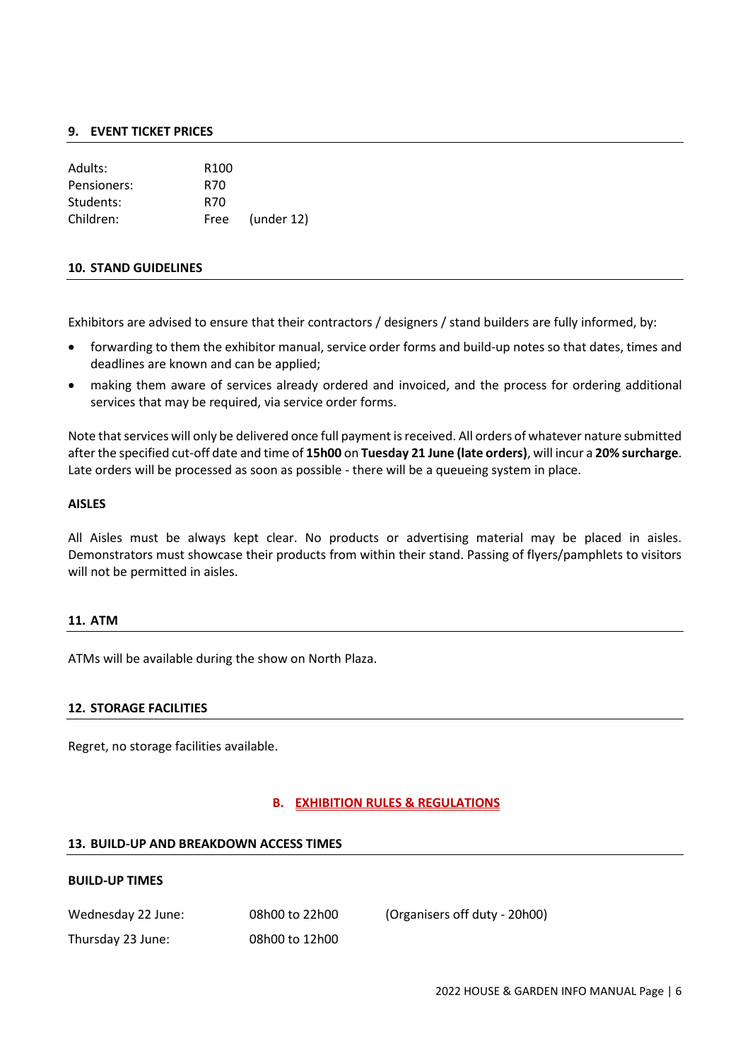## 9. EVENT TICKET PRICES

| | | |
|---|---|---|
| Adults: | R100 | |
| Pensioners: | R70 | |
| Students: | R70 | |
| Children: | Free | (under 12) |

## 10. STAND GUIDELINES

Exhibitors are advised to ensure that their contractors / designers / stand builders are fully informed, by:

- forwarding to them the exhibitor manual, service order forms and build-up notes so that dates, times and deadlines are known and can be applied;
- making them aware of services already ordered and invoiced, and the process for ordering additional services that may be required, via service order forms.

Note that services will only be delivered once full payment is received. All orders of whatever nature submitted after the specified cut-off date and time of **15h00** on **Tuesday 21 June (late orders)**, will incur a **20% surcharge**. Late orders will be processed as soon as possible - there will be a queueing system in place.

### AISLES

All Aisles must be always kept clear. No products or advertising material may be placed in aisles. Demonstrators must showcase their products from within their stand. Passing of flyers/pamphlets to visitors will not be permitted in aisles.

## 11. ATM

ATMs will be available during the show on North Plaza.

## 12. STORAGE FACILITIES

Regret, no storage facilities available.

# B. EXHIBITION RULES & REGULATIONS

## 13. BUILD-UP AND BREAKDOWN ACCESS TIMES

### BUILD-UP TIMES

| | | |
|---|---|---|
| Wednesday 22 June: | 08h00 to 22h00 | (Organisers off duty - 20h00) |
| Thursday 23 June: | 08h00 to 12h00 | |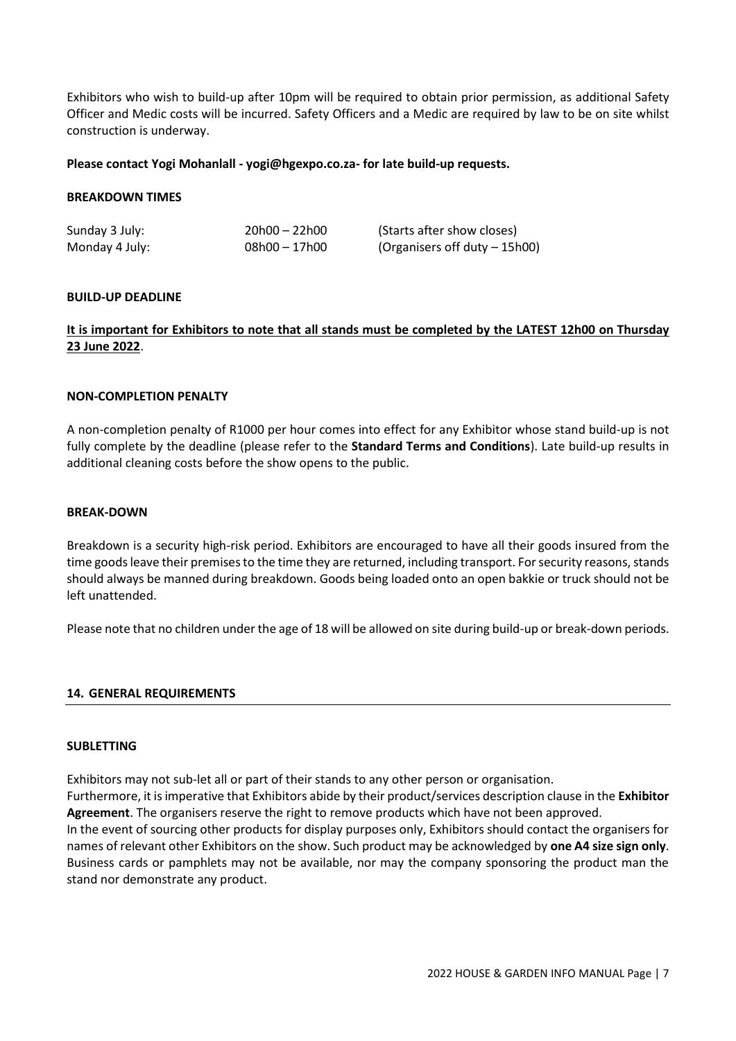Exhibitors who wish to build-up after 10pm will be required to obtain prior permission, as additional Safety Officer and Medic costs will be incurred. Safety Officers and a Medic are required by law to be on site whilst construction is underway.

**Please contact Yogi Mohanlall - yogi@hgexpo.co.za- for late build-up requests.**

**BREAKDOWN TIMES**

| | | |
|---|---|---|
| Sunday 3 July: | 20h00 – 22h00 | (Starts after show closes) |
| Monday 4 July: | 08h00 – 17h00 | (Organisers off duty – 15h00) |

**BUILD-UP DEADLINE**

**It is important for Exhibitors to note that all stands must be completed by the LATEST 12h00 on Thursday 23 June 2022**.

**NON-COMPLETION PENALTY**

A non-completion penalty of R1000 per hour comes into effect for any Exhibitor whose stand build-up is not fully complete by the deadline (please refer to the **Standard Terms and Conditions**). Late build-up results in additional cleaning costs before the show opens to the public.

**BREAK-DOWN**

Breakdown is a security high-risk period. Exhibitors are encouraged to have all their goods insured from the time goods leave their premises to the time they are returned, including transport. For security reasons, stands should always be manned during breakdown. Goods being loaded onto an open bakkie or truck should not be left unattended.

Please note that no children under the age of 18 will be allowed on site during build-up or break-down periods.

## 14. GENERAL REQUIREMENTS

**SUBLETTING**

Exhibitors may not sub-let all or part of their stands to any other person or organisation.
Furthermore, it is imperative that Exhibitors abide by their product/services description clause in the **Exhibitor Agreement**. The organisers reserve the right to remove products which have not been approved.
In the event of sourcing other products for display purposes only, Exhibitors should contact the organisers for names of relevant other Exhibitors on the show. Such product may be acknowledged by **one A4 size sign only**. Business cards or pamphlets may not be available, nor may the company sponsoring the product man the stand nor demonstrate any product.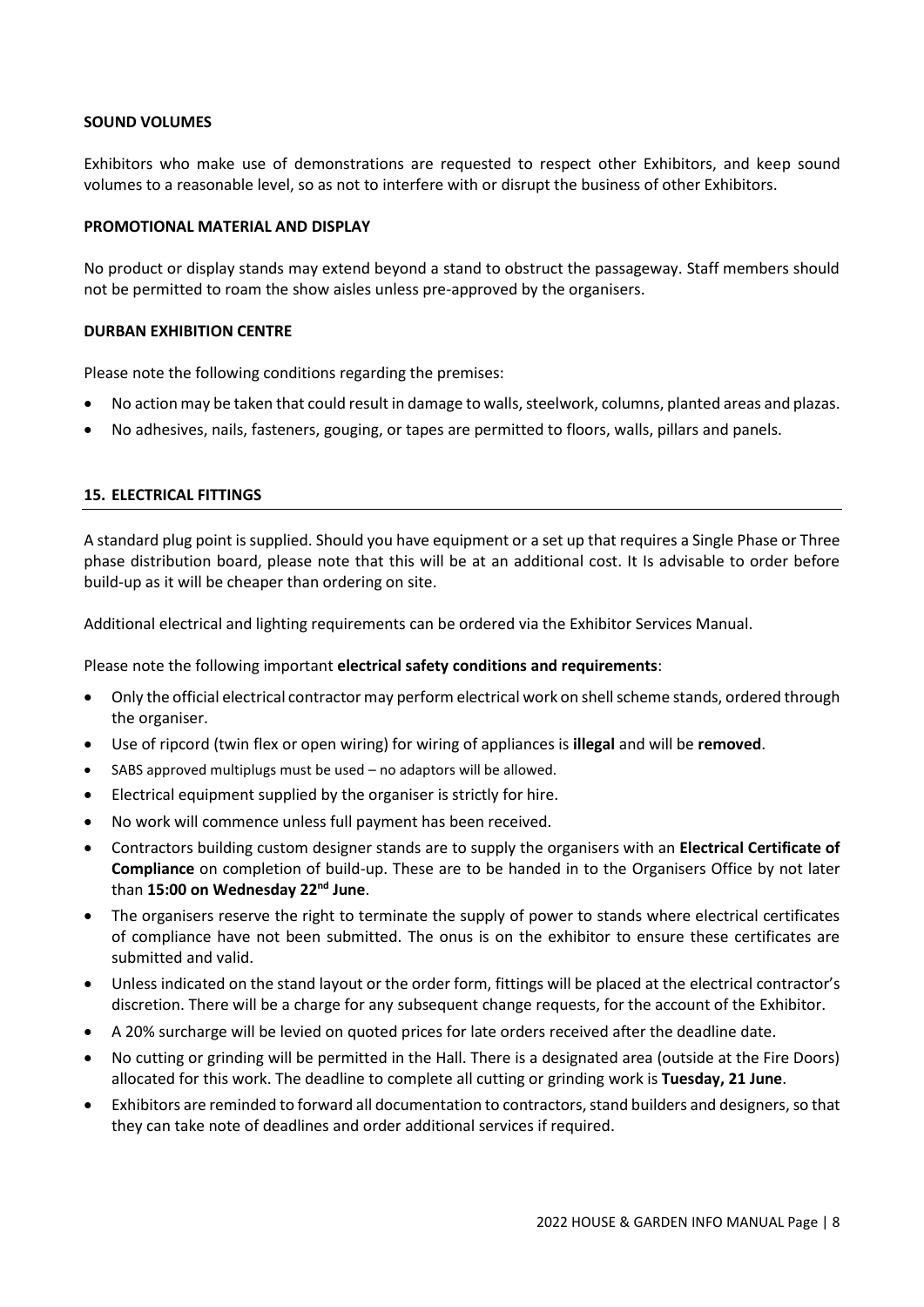**SOUND VOLUMES**

Exhibitors who make use of demonstrations are requested to respect other Exhibitors, and keep sound volumes to a reasonable level, so as not to interfere with or disrupt the business of other Exhibitors.

**PROMOTIONAL MATERIAL AND DISPLAY**

No product or display stands may extend beyond a stand to obstruct the passageway. Staff members should not be permitted to roam the show aisles unless pre-approved by the organisers.

**DURBAN EXHIBITION CENTRE**

Please note the following conditions regarding the premises:

- No action may be taken that could result in damage to walls, steelwork, columns, planted areas and plazas.
- No adhesives, nails, fasteners, gouging, or tapes are permitted to floors, walls, pillars and panels.

## 15. ELECTRICAL FITTINGS

A standard plug point is supplied. Should you have equipment or a set up that requires a Single Phase or Three phase distribution board, please note that this will be at an additional cost. It Is advisable to order before build-up as it will be cheaper than ordering on site.

Additional electrical and lighting requirements can be ordered via the Exhibitor Services Manual.

Please note the following important **electrical safety conditions and requirements**:

- Only the official electrical contractor may perform electrical work on shell scheme stands, ordered through the organiser.
- Use of ripcord (twin flex or open wiring) for wiring of appliances is **illegal** and will be **removed**.
- SABS approved multiplugs must be used – no adaptors will be allowed.
- Electrical equipment supplied by the organiser is strictly for hire.
- No work will commence unless full payment has been received.
- Contractors building custom designer stands are to supply the organisers with an **Electrical Certificate of Compliance** on completion of build-up. These are to be handed in to the Organisers Office by not later than **15:00 on Wednesday 22nd June**.
- The organisers reserve the right to terminate the supply of power to stands where electrical certificates of compliance have not been submitted. The onus is on the exhibitor to ensure these certificates are submitted and valid.
- Unless indicated on the stand layout or the order form, fittings will be placed at the electrical contractor's discretion. There will be a charge for any subsequent change requests, for the account of the Exhibitor.
- A 20% surcharge will be levied on quoted prices for late orders received after the deadline date.
- No cutting or grinding will be permitted in the Hall. There is a designated area (outside at the Fire Doors) allocated for this work. The deadline to complete all cutting or grinding work is **Tuesday, 21 June**.
- Exhibitors are reminded to forward all documentation to contractors, stand builders and designers, so that they can take note of deadlines and order additional services if required.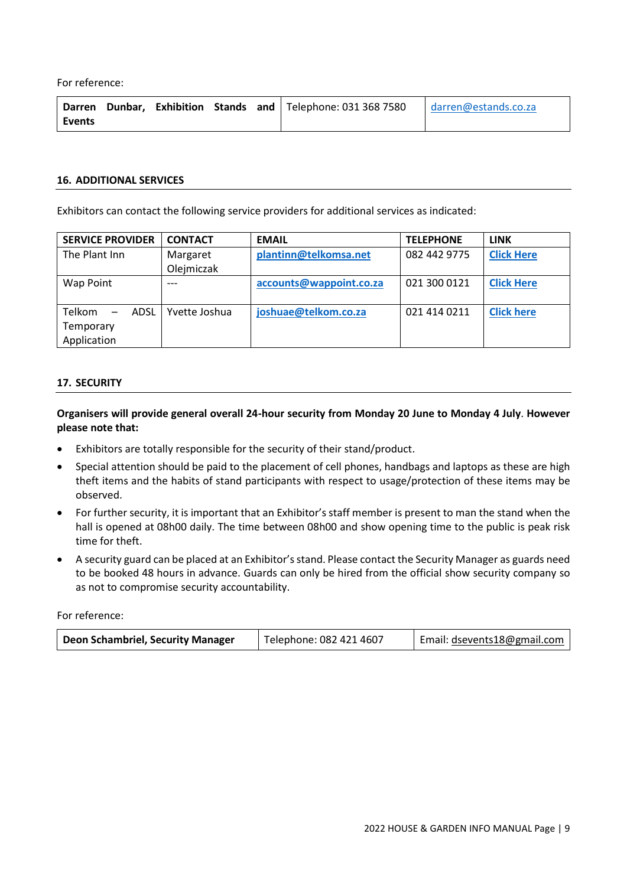For reference:

| **Darren Dunbar, Exhibition Stands and Events** | Telephone: 031 368 7580 | darren@estands.co.za |
|---|---|---|

## 16. ADDITIONAL SERVICES

Exhibitors can contact the following service providers for additional services as indicated:

| SERVICE PROVIDER | CONTACT | EMAIL | TELEPHONE | LINK |
|---|---|---|---|---|
| The Plant Inn | Margaret Olejmiczak | **plantinn@telkomsa.net** | 082 442 9775 | **Click Here** |
| Wap Point | --- | **accounts@wappoint.co.za** | 021 300 0121 | **Click Here** |
| Telkom – ADSL Temporary Application | Yvette Joshua | **joshuae@telkom.co.za** | 021 414 0211 | **Click here** |

## 17. SECURITY

**Organisers will provide general overall 24-hour security from Monday 20 June to Monday 4 July. However please note that:**

- Exhibitors are totally responsible for the security of their stand/product.
- Special attention should be paid to the placement of cell phones, handbags and laptops as these are high theft items and the habits of stand participants with respect to usage/protection of these items may be observed.
- For further security, it is important that an Exhibitor's staff member is present to man the stand when the hall is opened at 08h00 daily. The time between 08h00 and show opening time to the public is peak risk time for theft.
- A security guard can be placed at an Exhibitor's stand. Please contact the Security Manager as guards need to be booked 48 hours in advance. Guards can only be hired from the official show security company so as not to compromise security accountability.

For reference:

| **Deon Schambriel, Security Manager** | Telephone: 082 421 4607 | Email: dsevents18@gmail.com |
|---|---|---|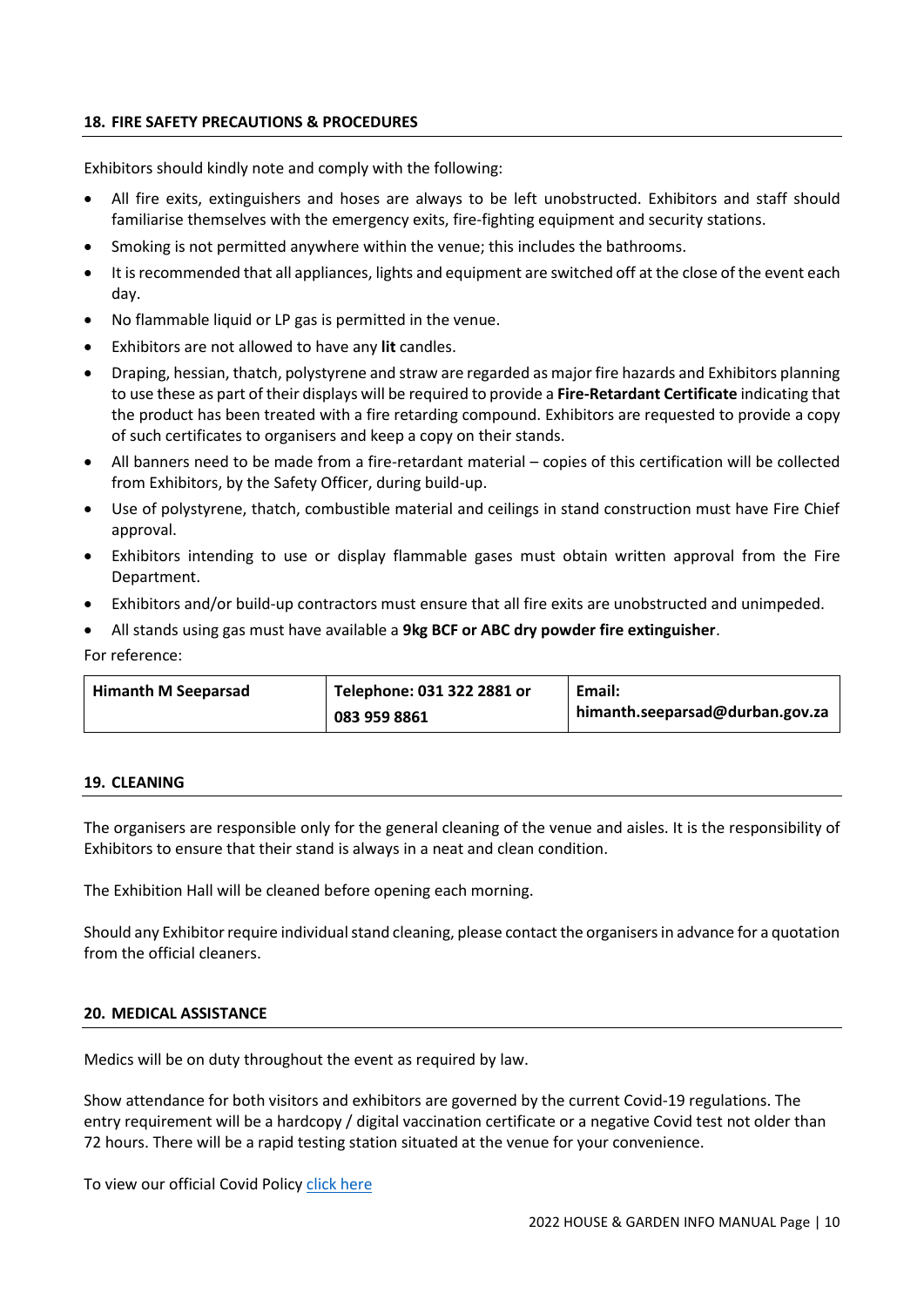## 18. FIRE SAFETY PRECAUTIONS & PROCEDURES

Exhibitors should kindly note and comply with the following:

- All fire exits, extinguishers and hoses are always to be left unobstructed. Exhibitors and staff should familiarise themselves with the emergency exits, fire-fighting equipment and security stations.
- Smoking is not permitted anywhere within the venue; this includes the bathrooms.
- It is recommended that all appliances, lights and equipment are switched off at the close of the event each day.
- No flammable liquid or LP gas is permitted in the venue.
- Exhibitors are not allowed to have any **lit** candles.
- Draping, hessian, thatch, polystyrene and straw are regarded as major fire hazards and Exhibitors planning to use these as part of their displays will be required to provide a **Fire-Retardant Certificate** indicating that the product has been treated with a fire retarding compound. Exhibitors are requested to provide a copy of such certificates to organisers and keep a copy on their stands.
- All banners need to be made from a fire-retardant material – copies of this certification will be collected from Exhibitors, by the Safety Officer, during build-up.
- Use of polystyrene, thatch, combustible material and ceilings in stand construction must have Fire Chief approval.
- Exhibitors intending to use or display flammable gases must obtain written approval from the Fire Department.
- Exhibitors and/or build-up contractors must ensure that all fire exits are unobstructed and unimpeded.
- All stands using gas must have available a **9kg BCF or ABC dry powder fire extinguisher**.

For reference:

| **Himanth M Seeparsad** | **Telephone: 031 322 2881 or 083 959 8861** | **Email: himanth.seeparsad@durban.gov.za** |
|---|---|---|

## 19. CLEANING

The organisers are responsible only for the general cleaning of the venue and aisles. It is the responsibility of Exhibitors to ensure that their stand is always in a neat and clean condition.

The Exhibition Hall will be cleaned before opening each morning.

Should any Exhibitor require individual stand cleaning, please contact the organisers in advance for a quotation from the official cleaners.

## 20. MEDICAL ASSISTANCE

Medics will be on duty throughout the event as required by law.

Show attendance for both visitors and exhibitors are governed by the current Covid-19 regulations. The entry requirement will be a hardcopy / digital vaccination certificate or a negative Covid test not older than 72 hours. There will be a rapid testing station situated at the venue for your convenience.

To view our official Covid Policy click here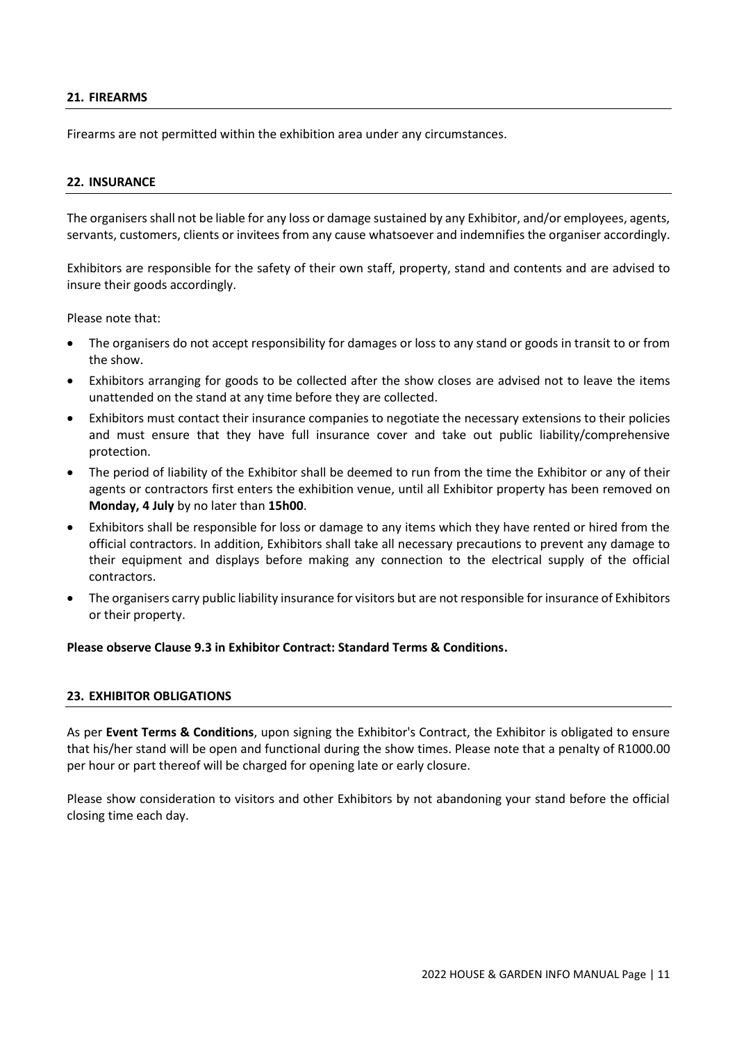## 21. FIREARMS

Firearms are not permitted within the exhibition area under any circumstances.

## 22. INSURANCE

The organisers shall not be liable for any loss or damage sustained by any Exhibitor, and/or employees, agents, servants, customers, clients or invitees from any cause whatsoever and indemnifies the organiser accordingly.

Exhibitors are responsible for the safety of their own staff, property, stand and contents and are advised to insure their goods accordingly.

Please note that:

- The organisers do not accept responsibility for damages or loss to any stand or goods in transit to or from the show.
- Exhibitors arranging for goods to be collected after the show closes are advised not to leave the items unattended on the stand at any time before they are collected.
- Exhibitors must contact their insurance companies to negotiate the necessary extensions to their policies and must ensure that they have full insurance cover and take out public liability/comprehensive protection.
- The period of liability of the Exhibitor shall be deemed to run from the time the Exhibitor or any of their agents or contractors first enters the exhibition venue, until all Exhibitor property has been removed on **Monday, 4 July** by no later than **15h00**.
- Exhibitors shall be responsible for loss or damage to any items which they have rented or hired from the official contractors. In addition, Exhibitors shall take all necessary precautions to prevent any damage to their equipment and displays before making any connection to the electrical supply of the official contractors.
- The organisers carry public liability insurance for visitors but are not responsible for insurance of Exhibitors or their property.

**Please observe Clause 9.3 in Exhibitor Contract: Standard Terms & Conditions.**

## 23. EXHIBITOR OBLIGATIONS

As per **Event Terms & Conditions**, upon signing the Exhibitor's Contract, the Exhibitor is obligated to ensure that his/her stand will be open and functional during the show times. Please note that a penalty of R1000.00 per hour or part thereof will be charged for opening late or early closure.

Please show consideration to visitors and other Exhibitors by not abandoning your stand before the official closing time each day.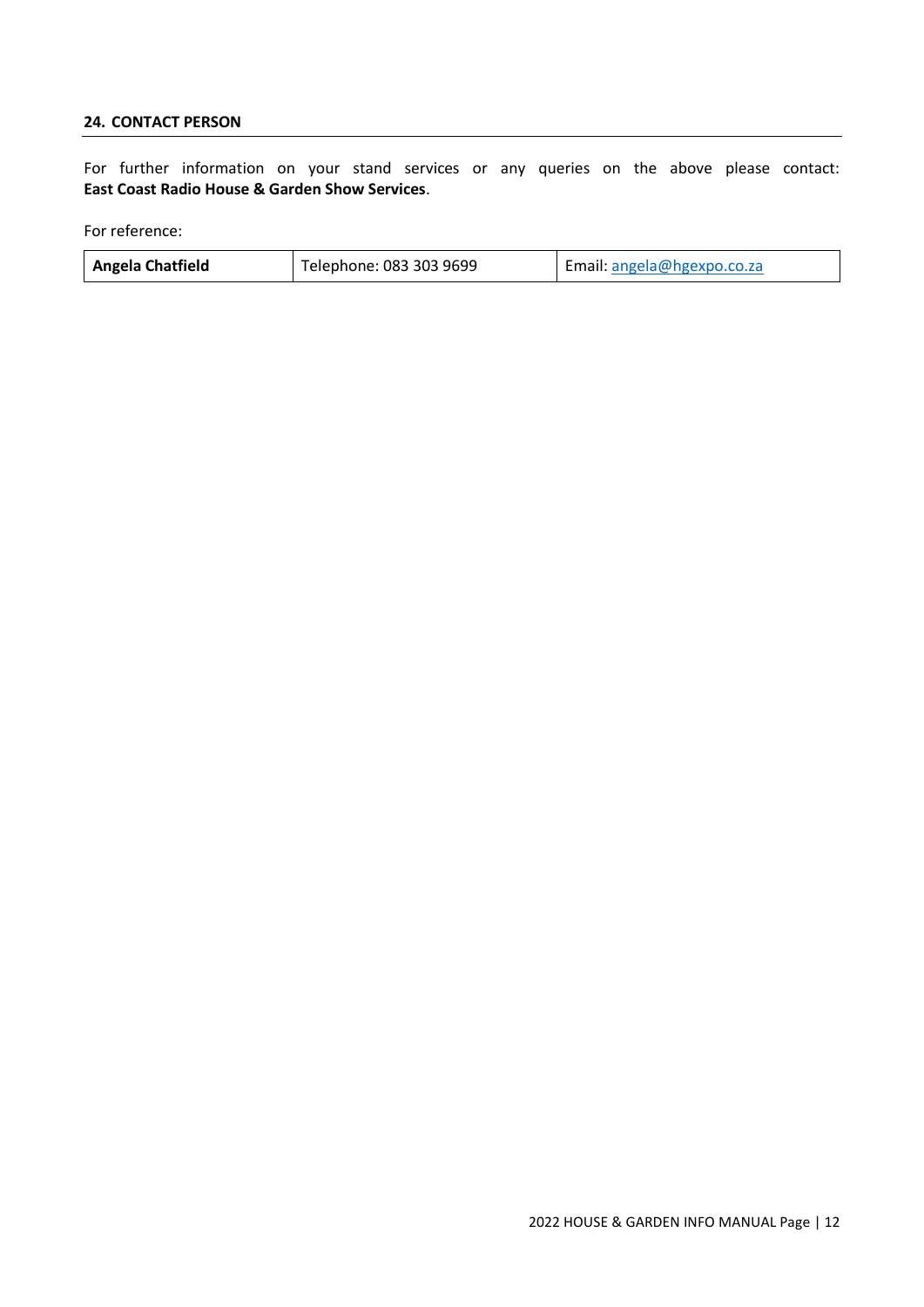## 24. CONTACT PERSON

For further information on your stand services or any queries on the above please contact: **East Coast Radio House & Garden Show Services**.

For reference:

| | | |
|---|---|---|
| **Angela Chatfield** | Telephone: 083 303 9699 | Email: angela@hgexpo.co.za |